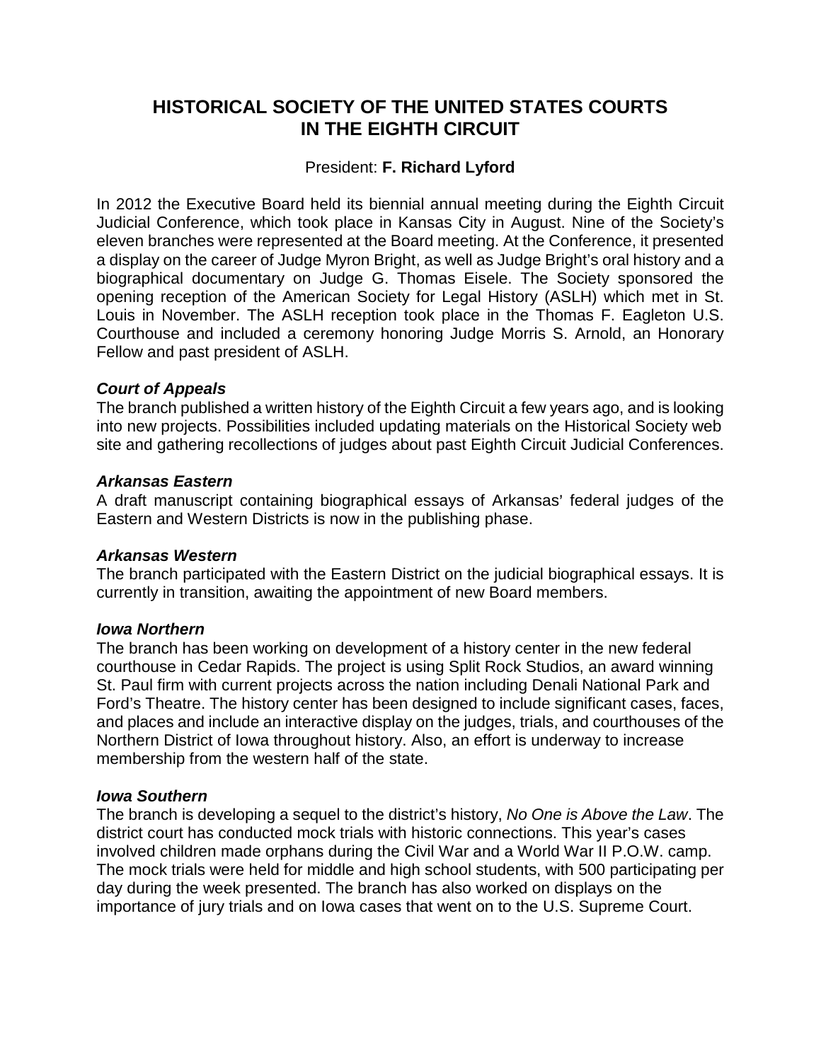# HISTORICAL SOCIETY OF THE UNITED STATES COURTS IN THE EIGHTH CIRCUIT

President: **F. Richard Lyford**

In 2012 the Executive Board held its biennial annual meeting during the Eighth Circuit Judicial Conference, which took place in Kansas City in August. Nine of the Society's eleven branches were represented at the Board meeting. At the Conference, it presented a display on the career of Judge Myron Bright, as well as Judge Bright's oral history and a biographical documentary on Judge G. Thomas Eisele. The Society sponsored the opening reception of the American Society for Legal History (ASLH) which met in St. Louis in November. The ASLH reception took place in the Thomas F. Eagleton U.S. Courthouse and included a ceremony honoring Judge Morris S. Arnold, an Honorary Fellow and past president of ASLH.

### *Court of Appeals*

The branch published a written history of the Eighth Circuit a few years ago, and is looking into new projects. Possibilities included updating materials on the Historical Society web site and gathering recollections of judges about past Eighth Circuit Judicial Conferences.

### *Arkansas Eastern*

A draft manuscript containing biographical essays of Arkansas' federal judges of the Eastern and Western Districts is now in the publishing phase.

### *Arkansas Western*

The branch participated with the Eastern District on the judicial biographical essays. It is currently in transition, awaiting the appointment of new Board members.

### *Iowa Northern*

The branch has been working on development of a history center in the new federal courthouse in Cedar Rapids. The project is using Split Rock Studios, an award winning St. Paul firm with current projects across the nation including Denali National Park and Ford's Theatre. The history center has been designed to include significant cases, faces, and places and include an interactive display on the judges, trials, and courthouses of the Northern District of Iowa throughout history. Also, an effort is underway to increase membership from the western half of the state.

### *Iowa Southern*

The branch is developing a sequel to the district's history, *No One is Above the Law*. The district court has conducted mock trials with historic connections. This year's cases involved children made orphans during the Civil War and a World War II P.O.W. camp. The mock trials were held for middle and high school students, with 500 participating per day during the week presented. The branch has also worked on displays on the importance of jury trials and on Iowa cases that went on to the U.S. Supreme Court.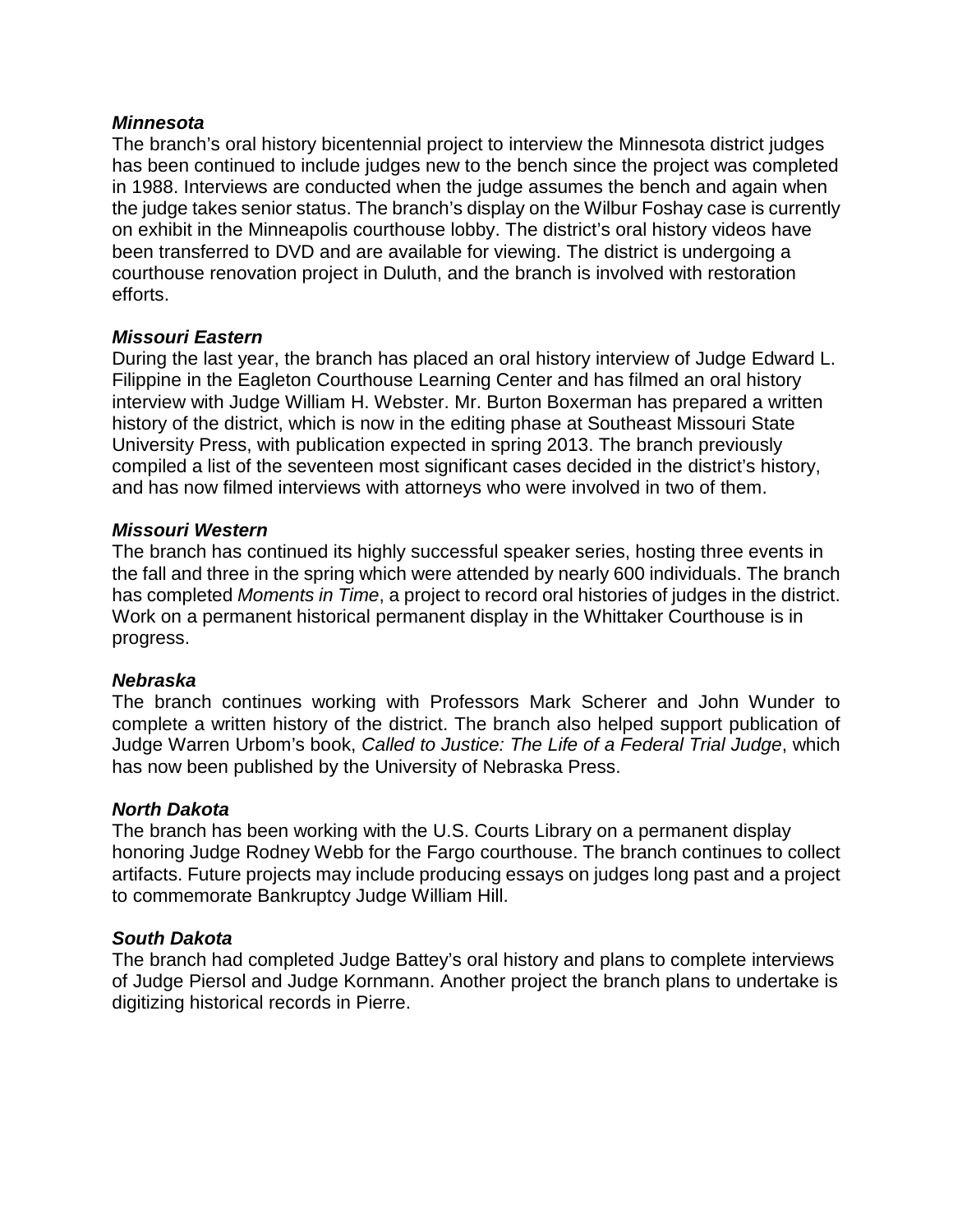***Minnesota***
The branch's oral history bicentennial project to interview the Minnesota district judges has been continued to include judges new to the bench since the project was completed in 1988. Interviews are conducted when the judge assumes the bench and again when the judge takes senior status. The branch's display on the Wilbur Foshay case is currently on exhibit in the Minneapolis courthouse lobby. The district's oral history videos have been transferred to DVD and are available for viewing. The district is undergoing a courthouse renovation project in Duluth, and the branch is involved with restoration efforts.

***Missouri Eastern***
During the last year, the branch has placed an oral history interview of Judge Edward L. Filippine in the Eagleton Courthouse Learning Center and has filmed an oral history interview with Judge William H. Webster. Mr. Burton Boxerman has prepared a written history of the district, which is now in the editing phase at Southeast Missouri State University Press, with publication expected in spring 2013. The branch previously compiled a list of the seventeen most significant cases decided in the district's history, and has now filmed interviews with attorneys who were involved in two of them.

***Missouri Western***
The branch has continued its highly successful speaker series, hosting three events in the fall and three in the spring which were attended by nearly 600 individuals. The branch has completed *Moments in Time*, a project to record oral histories of judges in the district. Work on a permanent historical permanent display in the Whittaker Courthouse is in progress.

***Nebraska***
The branch continues working with Professors Mark Scherer and John Wunder to complete a written history of the district. The branch also helped support publication of Judge Warren Urbom's book, *Called to Justice: The Life of a Federal Trial Judge*, which has now been published by the University of Nebraska Press.

***North Dakota***
The branch has been working with the U.S. Courts Library on a permanent display honoring Judge Rodney Webb for the Fargo courthouse. The branch continues to collect artifacts. Future projects may include producing essays on judges long past and a project to commemorate Bankruptcy Judge William Hill.

***South Dakota***
The branch had completed Judge Battey's oral history and plans to complete interviews of Judge Piersol and Judge Kornmann. Another project the branch plans to undertake is digitizing historical records in Pierre.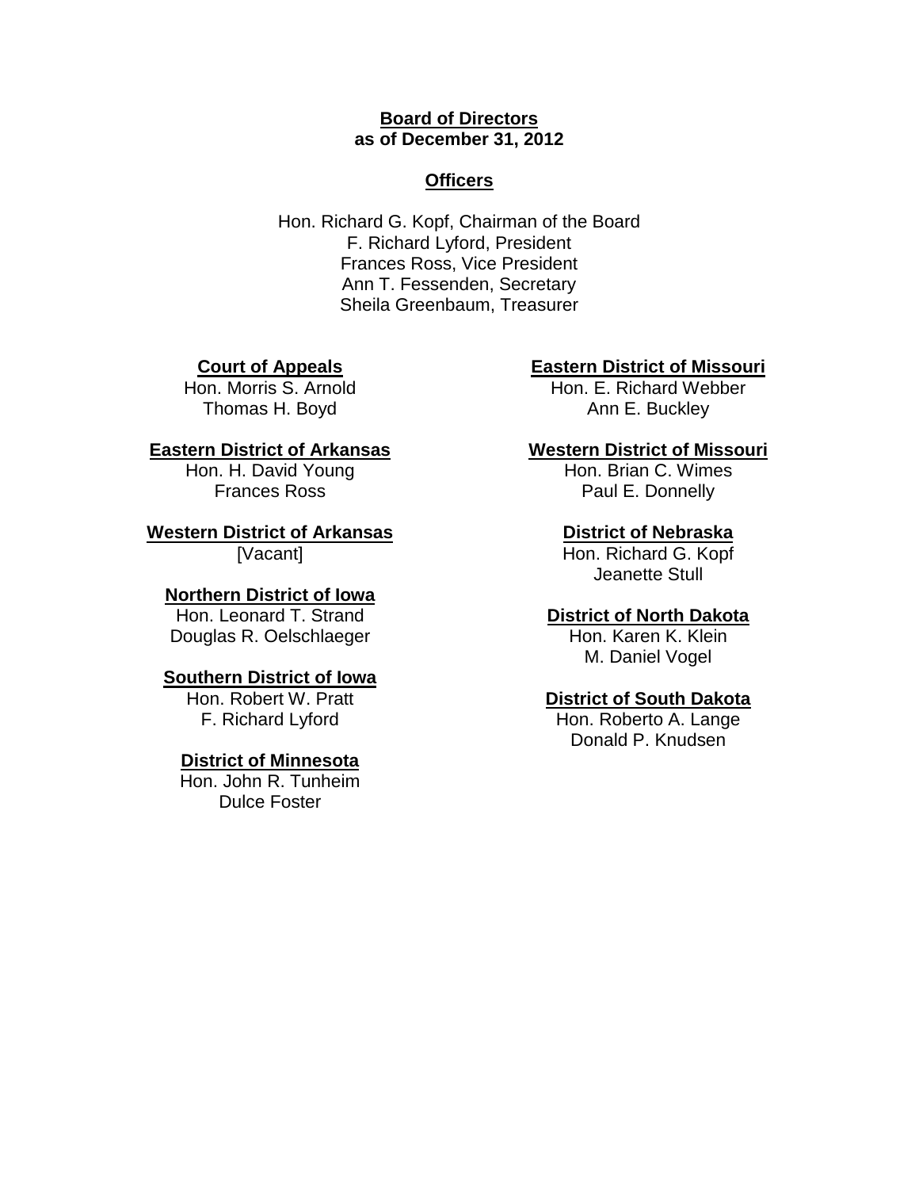**Board of Directors**
**as of December 31, 2012**

**Officers**

Hon. Richard G. Kopf, Chairman of the Board
F. Richard Lyford, President
Frances Ross, Vice President
Ann T. Fessenden, Secretary
Sheila Greenbaum, Treasurer

**Court of Appeals**
Hon. Morris S. Arnold
Thomas H. Boyd

**Eastern District of Arkansas**
Hon. H. David Young
Frances Ross

**Western District of Arkansas**
[Vacant]

**Northern District of Iowa**
Hon. Leonard T. Strand
Douglas R. Oelschlaeger

**Southern District of Iowa**
Hon. Robert W. Pratt
F. Richard Lyford

**District of Minnesota**
Hon. John R. Tunheim
Dulce Foster

**Eastern District of Missouri**
Hon. E. Richard Webber
Ann E. Buckley

**Western District of Missouri**
Hon. Brian C. Wimes
Paul E. Donnelly

**District of Nebraska**
Hon. Richard G. Kopf
Jeanette Stull

**District of North Dakota**
Hon. Karen K. Klein
M. Daniel Vogel

**District of South Dakota**
Hon. Roberto A. Lange
Donald P. Knudsen